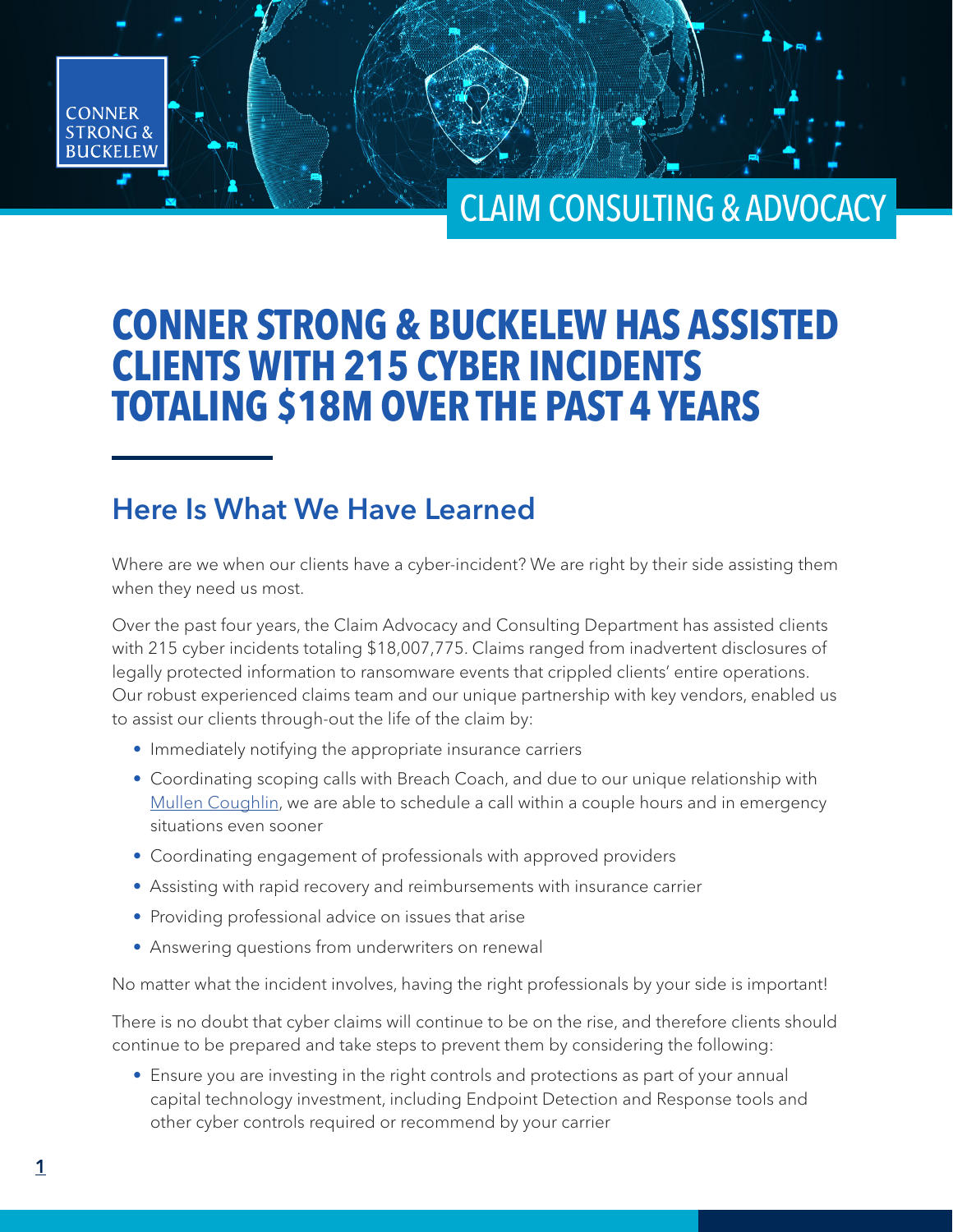CONNER STRONG & BUCKELEW

CLAIM CONSULTING & ADVOCACY

# CONNER STRONG & BUCKELEW HAS ASSISTED CLIENTS WITH 215 CYBER INCIDENTS TOTALING $18M OVER THE PAST 4 YEARS

## Here Is What We Have Learned

Where are we when our clients have a cyber-incident? We are right by their side assisting them when they need us most.

Over the past four years, the Claim Advocacy and Consulting Department has assisted clients with 215 cyber incidents totaling $18,007,775. Claims ranged from inadvertent disclosures of legally protected information to ransomware events that crippled clients' entire operations. Our robust experienced claims team and our unique partnership with key vendors, enabled us to assist our clients through-out the life of the claim by:

- Immediately notifying the appropriate insurance carriers
- Coordinating scoping calls with Breach Coach, and due to our unique relationship with Mullen Coughlin, we are able to schedule a call within a couple hours and in emergency situations even sooner
- Coordinating engagement of professionals with approved providers
- Assisting with rapid recovery and reimbursements with insurance carrier
- Providing professional advice on issues that arise
- Answering questions from underwriters on renewal

No matter what the incident involves, having the right professionals by your side is important!

There is no doubt that cyber claims will continue to be on the rise, and therefore clients should continue to be prepared and take steps to prevent them by considering the following:

- Ensure you are investing in the right controls and protections as part of your annual capital technology investment, including Endpoint Detection and Response tools and other cyber controls required or recommend by your carrier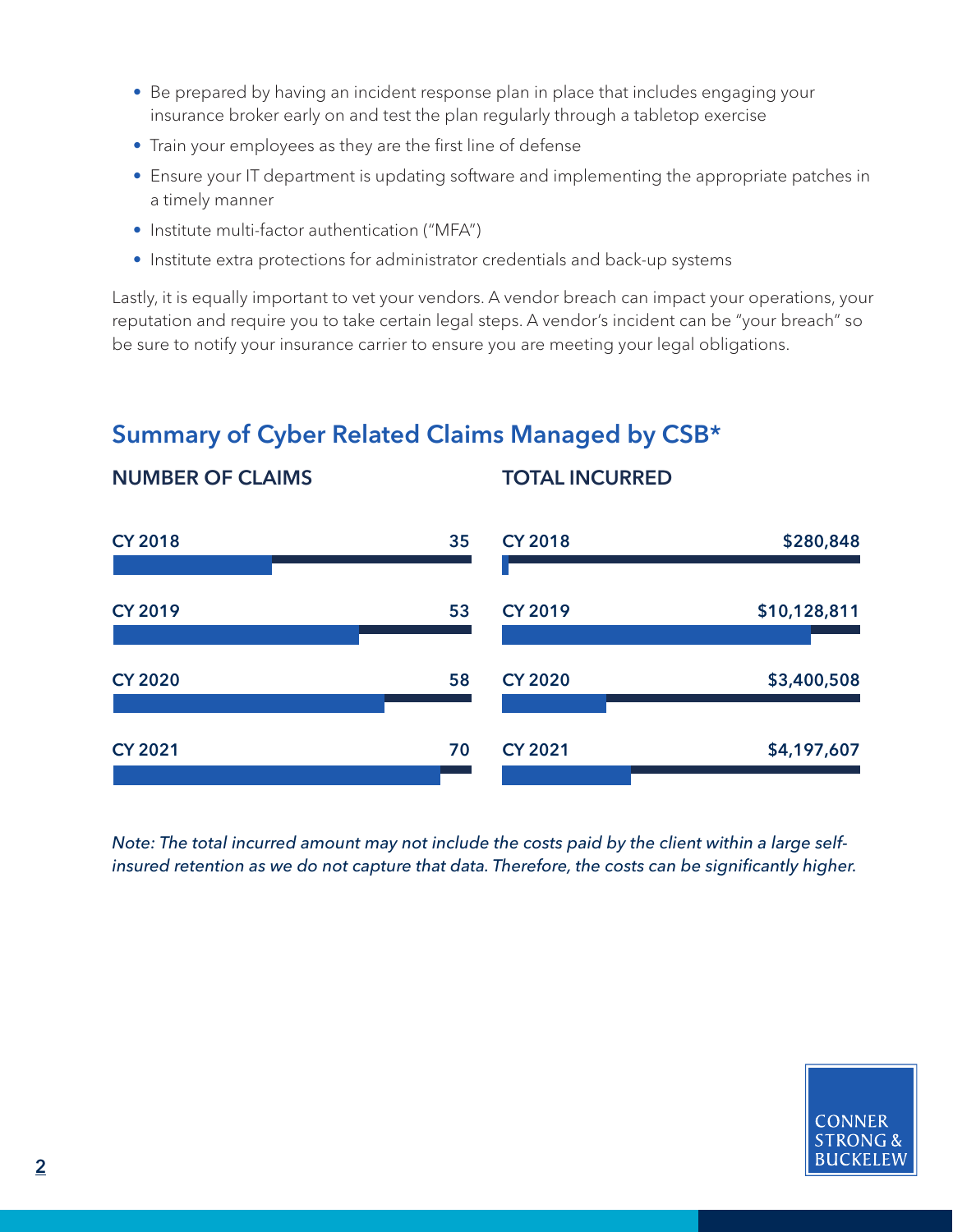- Be prepared by having an incident response plan in place that includes engaging your insurance broker early on and test the plan regularly through a tabletop exercise
- Train your employees as they are the first line of defense
- Ensure your IT department is updating software and implementing the appropriate patches in a timely manner
- Institute multi-factor authentication ("MFA")
- Institute extra protections for administrator credentials and back-up systems

Lastly, it is equally important to vet your vendors. A vendor breach can impact your operations, your reputation and require you to take certain legal steps. A vendor's incident can be "your breach" so be sure to notify your insurance carrier to ensure you are meeting your legal obligations.

## Summary of Cyber Related Claims Managed by CSB*

| | NUMBER OF CLAIMS | TOTAL INCURRED |
|---|---|---|
| CY 2018 | 35 | $280,848 |
| CY 2019 | 53 | $10,128,811 |
| CY 2020 | 58 | $3,400,508 |
| CY 2021 | 70 | $4,197,607 |

*Note: The total incurred amount may not include the costs paid by the client within a large self-insured retention as we do not capture that data. Therefore, the costs can be significantly higher.*

CONNER STRONG & BUCKELEW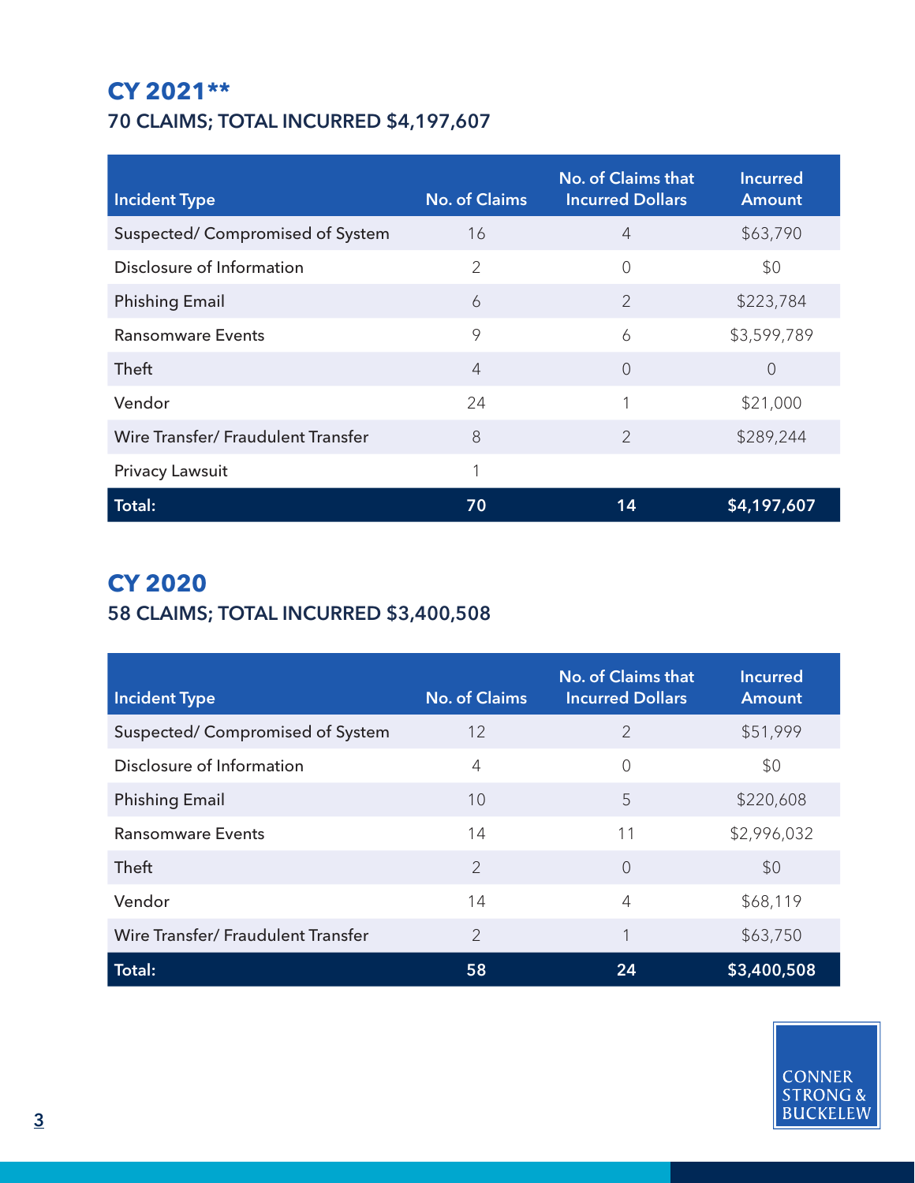## CY 2021**

### 70 CLAIMS; TOTAL INCURRED $4,197,607

| Incident Type | No. of Claims | No. of Claims that Incurred Dollars | Incurred Amount |
|---|---|---|---|
| Suspected/ Compromised of System | 16 | 4 | $63,790 |
| Disclosure of Information | 2 | 0 | $0 |
| Phishing Email | 6 | 2 | $223,784 |
| Ransomware Events | 9 | 6 | $3,599,789 |
| Theft | 4 | 0 | 0 |
| Vendor | 24 | 1 | $21,000 |
| Wire Transfer/ Fraudulent Transfer | 8 | 2 | $289,244 |
| Privacy Lawsuit | 1 | | |
| **Total:** | **70** | **14** | **$4,197,607** |

## CY 2020

### 58 CLAIMS; TOTAL INCURRED $3,400,508

| Incident Type | No. of Claims | No. of Claims that Incurred Dollars | Incurred Amount |
|---|---|---|---|
| Suspected/ Compromised of System | 12 | 2 | $51,999 |
| Disclosure of Information | 4 | 0 | $0 |
| Phishing Email | 10 | 5 | $220,608 |
| Ransomware Events | 14 | 11 | $2,996,032 |
| Theft | 2 | 0 | $0 |
| Vendor | 14 | 4 | $68,119 |
| Wire Transfer/ Fraudulent Transfer | 2 | 1 | $63,750 |
| **Total:** | **58** | **24** | **$3,400,508** |

CONNER STRONG & BUCKELEW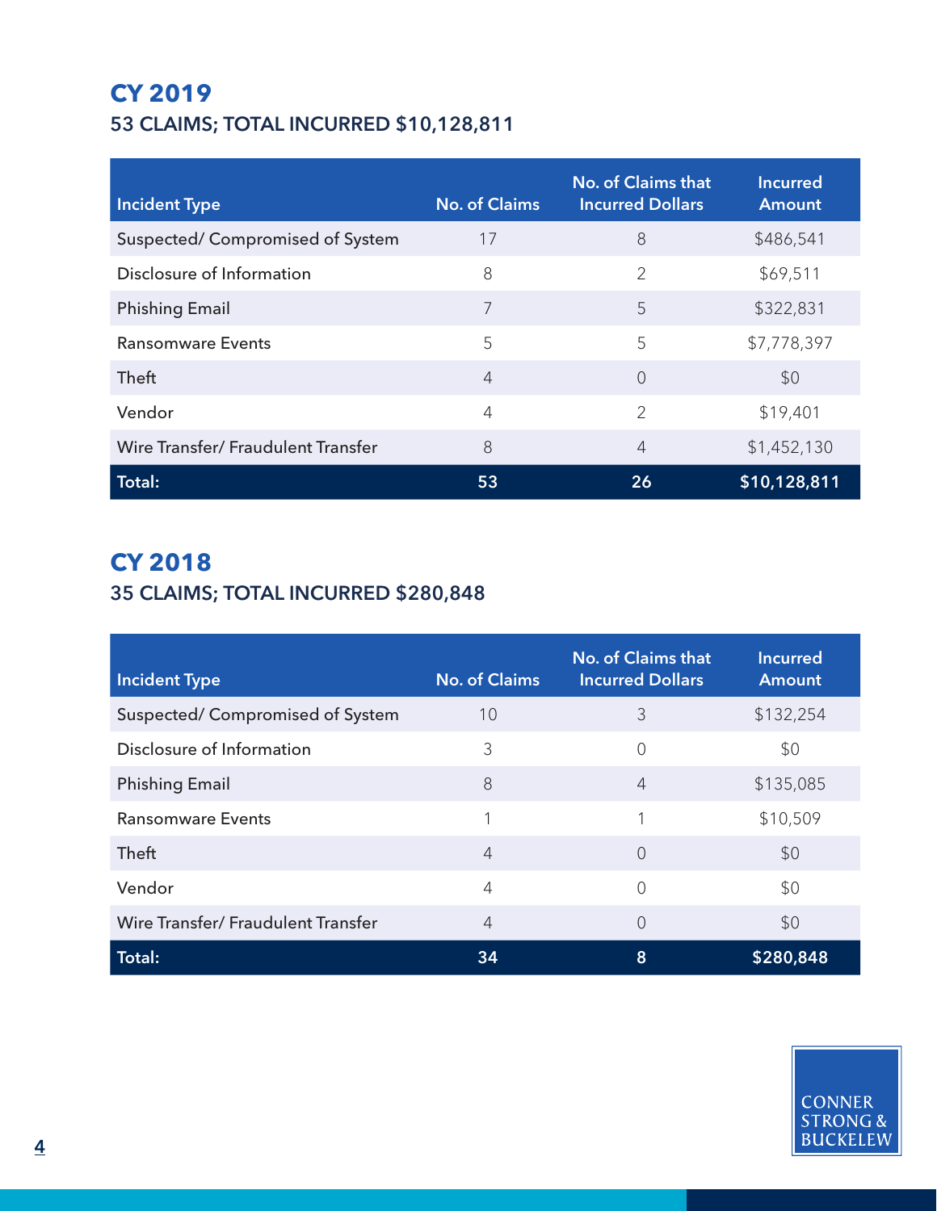## CY 2019

### 53 CLAIMS; TOTAL INCURRED $10,128,811

| Incident Type | No. of Claims | No. of Claims that Incurred Dollars | Incurred Amount |
|---|---|---|---|
| Suspected/ Compromised of System | 17 | 8 | $486,541 |
| Disclosure of Information | 8 | 2 | $69,511 |
| Phishing Email | 7 | 5 | $322,831 |
| Ransomware Events | 5 | 5 | $7,778,397 |
| Theft | 4 | 0 | $0 |
| Vendor | 4 | 2 | $19,401 |
| Wire Transfer/ Fraudulent Transfer | 8 | 4 | $1,452,130 |
| **Total:** | **53** | **26** | **$10,128,811** |

## CY 2018

### 35 CLAIMS; TOTAL INCURRED $280,848

| Incident Type | No. of Claims | No. of Claims that Incurred Dollars | Incurred Amount |
|---|---|---|---|
| Suspected/ Compromised of System | 10 | 3 | $132,254 |
| Disclosure of Information | 3 | 0 | $0 |
| Phishing Email | 8 | 4 | $135,085 |
| Ransomware Events | 1 | 1 | $10,509 |
| Theft | 4 | 0 | $0 |
| Vendor | 4 | 0 | $0 |
| Wire Transfer/ Fraudulent Transfer | 4 | 0 | $0 |
| **Total:** | **34** | **8** | **$280,848** |

CONNER STRONG & BUCKELEW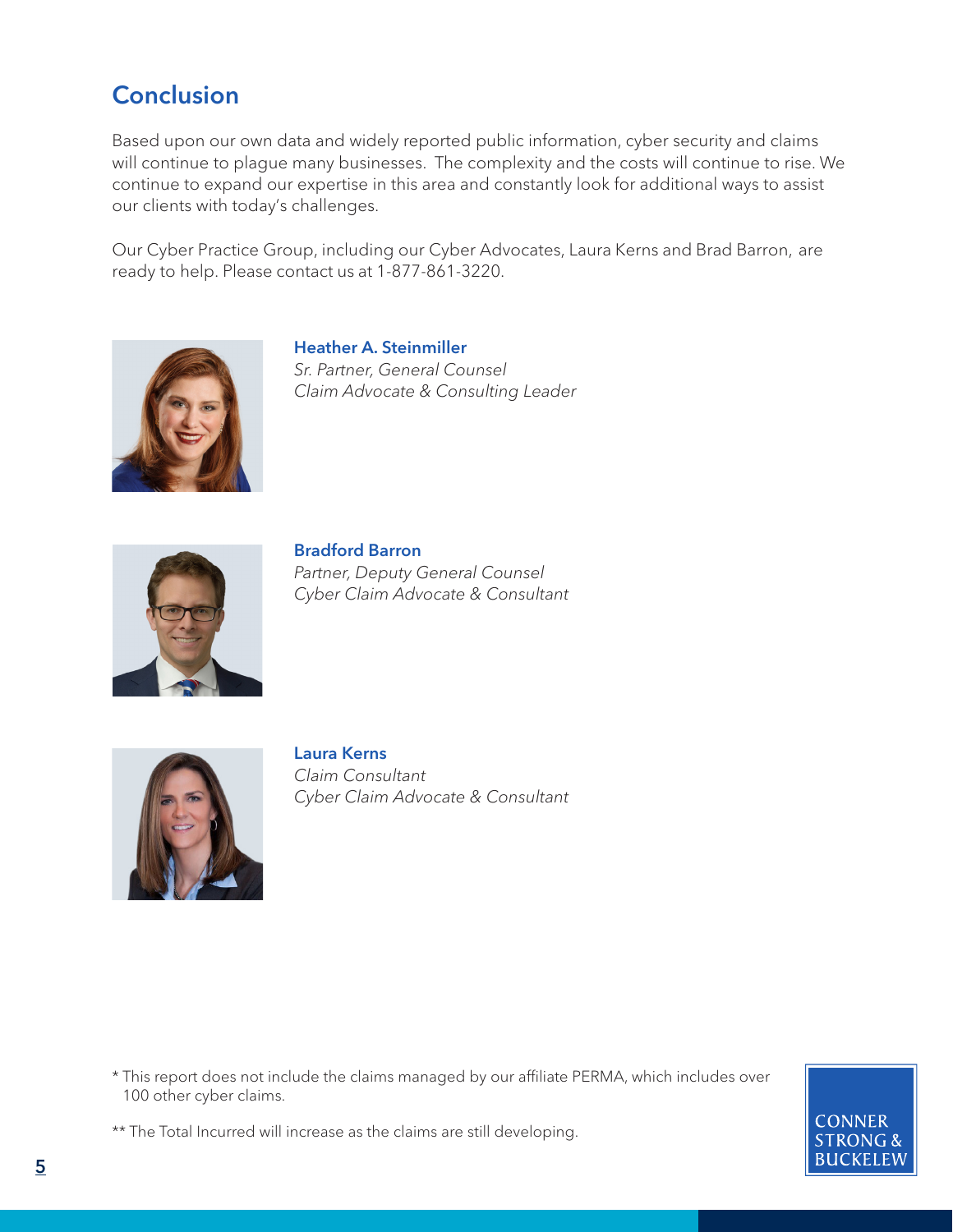## Conclusion

Based upon our own data and widely reported public information, cyber security and claims will continue to plague many businesses. The complexity and the costs will continue to rise. We continue to expand our expertise in this area and constantly look for additional ways to assist our clients with today's challenges.

Our Cyber Practice Group, including our Cyber Advocates, Laura Kerns and Brad Barron, are ready to help. Please contact us at 1-877-861-3220.

**Heather A. Steinmiller**
*Sr. Partner, General Counsel*
*Claim Advocate & Consulting Leader*

**Bradford Barron**
*Partner, Deputy General Counsel*
*Cyber Claim Advocate & Consultant*

**Laura Kerns**
*Claim Consultant*
*Cyber Claim Advocate & Consultant*

* This report does not include the claims managed by our affiliate PERMA, which includes over 100 other cyber claims.

** The Total Incurred will increase as the claims are still developing.

CONNER STRONG & BUCKELEW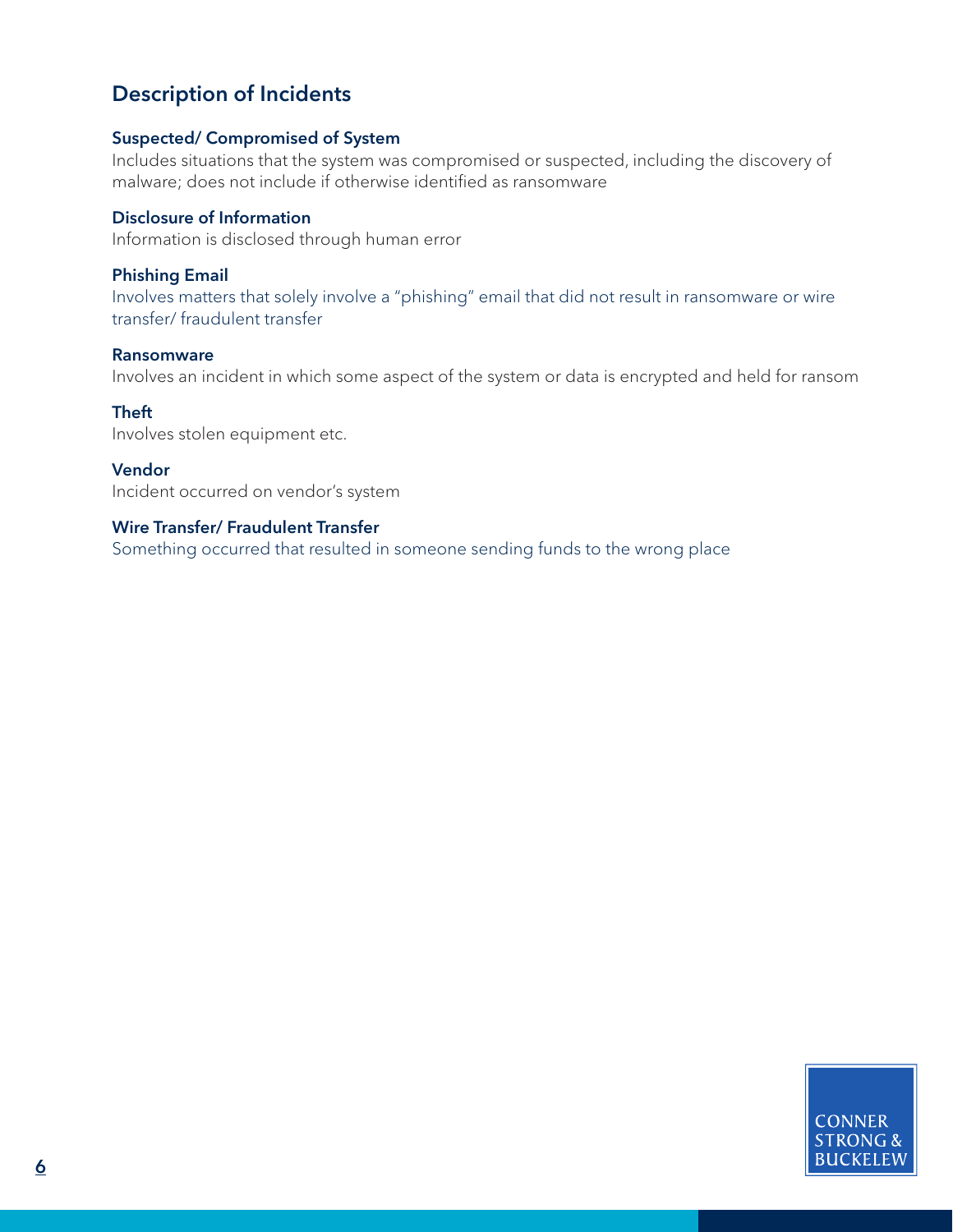## Description of Incidents

### Suspected/ Compromised of System

Includes situations that the system was compromised or suspected, including the discovery of malware; does not include if otherwise identified as ransomware

### Disclosure of Information

Information is disclosed through human error

### Phishing Email

Involves matters that solely involve a "phishing" email that did not result in ransomware or wire transfer/ fraudulent transfer

### Ransomware

Involves an incident in which some aspect of the system or data is encrypted and held for ransom

### Theft

Involves stolen equipment etc.

### Vendor

Incident occurred on vendor's system

### Wire Transfer/ Fraudulent Transfer

Something occurred that resulted in someone sending funds to the wrong place

CONNER STRONG & BUCKELEW